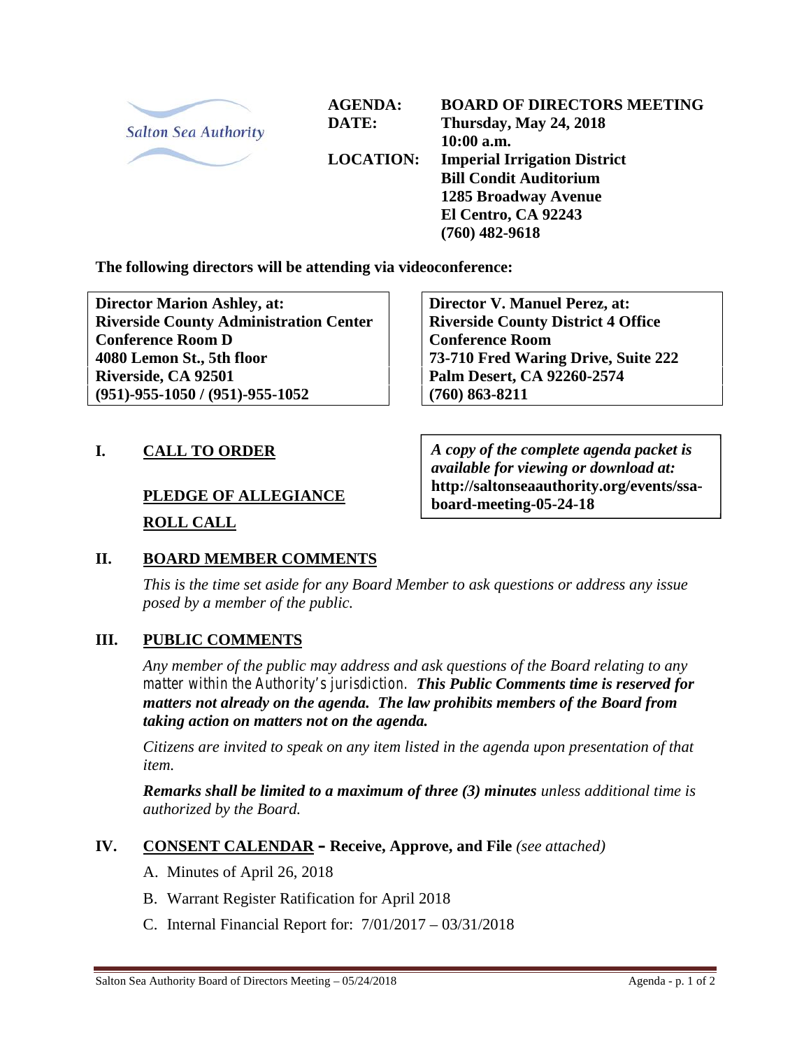Salton Sea Authority

**AGENDA:** **BOARD OF DIRECTORS MEETING**
**DATE:** **Thursday, May 24, 2018**
**10:00 a.m.**
**LOCATION:** **Imperial Irrigation District**
**Bill Condit Auditorium**
**1285 Broadway Avenue**
**El Centro, CA 92243**
**(760) 482-9618**

**The following directors will be attending via videoconference:**

| **Director Marion Ashley, at:** | **Director V. Manuel Perez, at:** |
|---|---|
| **Riverside County Administration Center** | **Riverside County District 4 Office** |
| **Conference Room D** | **Conference Room** |
| **4080 Lemon St., 5th floor** | **73-710 Fred Waring Drive, Suite 222** |
| **Riverside, CA 92501** | **Palm Desert, CA 92260-2574** |
| **(951)-955-1050 / (951)-955-1052** | **(760) 863-8211** |

***A copy of the complete agenda packet is available for viewing or download at:*** **http://saltonseaauthority.org/events/ssa-board-meeting-05-24-18**

## I. CALL TO ORDER

**PLEDGE OF ALLEGIANCE**

**ROLL CALL**

## II. BOARD MEMBER COMMENTS

*This is the time set aside for any Board Member to ask questions or address any issue posed by a member of the public.*

## III. PUBLIC COMMENTS

*Any member of the public may address and ask questions of the Board relating to any matter within the Authority's jurisdiction.* ***This Public Comments time is reserved for matters not already on the agenda. The law prohibits members of the Board from taking action on matters not on the agenda.***

*Citizens are invited to speak on any item listed in the agenda upon presentation of that item.*

***Remarks shall be limited to a maximum of three (3) minutes*** *unless additional time is authorized by the Board.*

## IV. CONSENT CALENDAR – Receive, Approve, and File *(see attached)*

A. Minutes of April 26, 2018

B. Warrant Register Ratification for April 2018

C. Internal Financial Report for: 7/01/2017 – 03/31/2018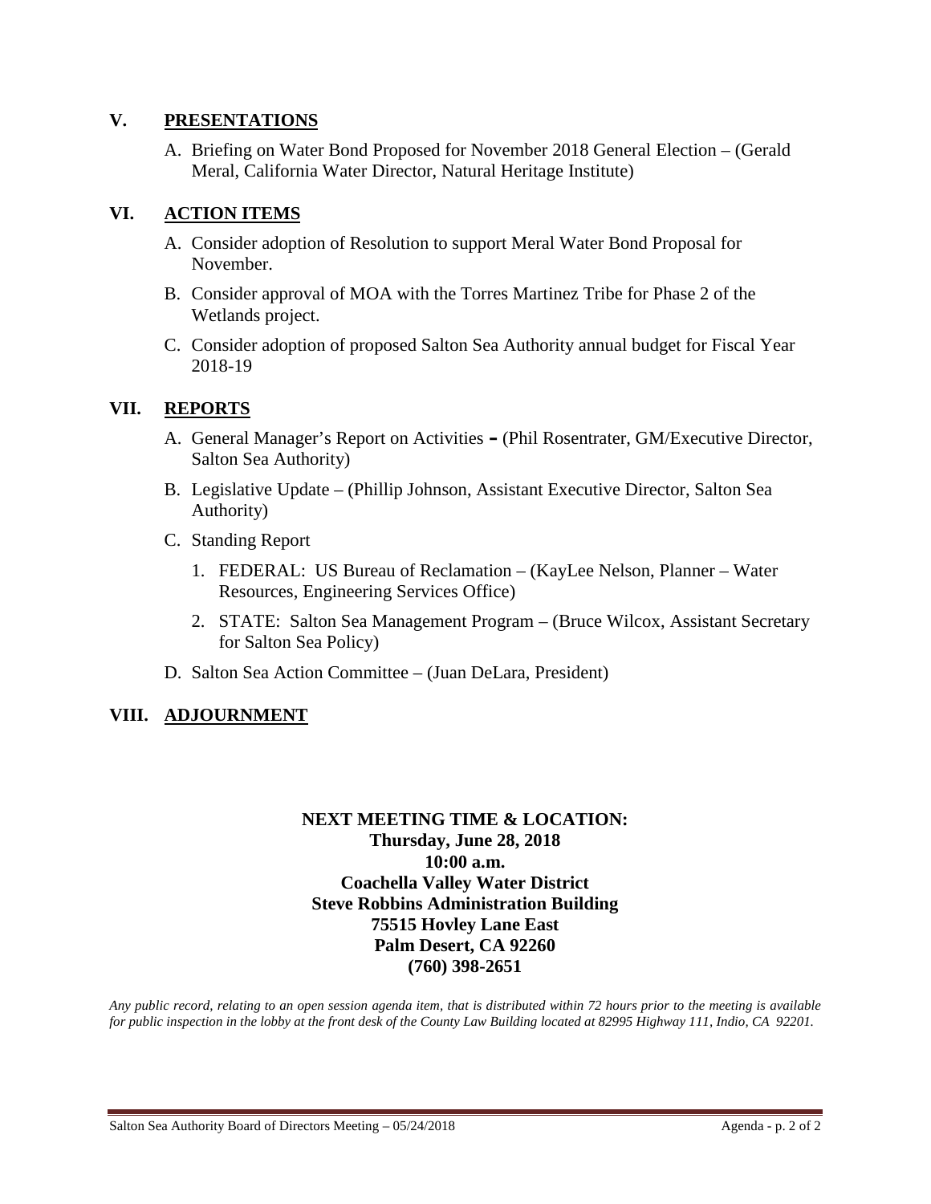## V. PRESENTATIONS

A. Briefing on Water Bond Proposed for November 2018 General Election – (Gerald Meral, California Water Director, Natural Heritage Institute)

## VI. ACTION ITEMS

A. Consider adoption of Resolution to support Meral Water Bond Proposal for November.

B. Consider approval of MOA with the Torres Martinez Tribe for Phase 2 of the Wetlands project.

C. Consider adoption of proposed Salton Sea Authority annual budget for Fiscal Year 2018-19

## VII. REPORTS

A. General Manager's Report on Activities – (Phil Rosentrater, GM/Executive Director, Salton Sea Authority)

B. Legislative Update – (Phillip Johnson, Assistant Executive Director, Salton Sea Authority)

C. Standing Report

1. FEDERAL: US Bureau of Reclamation – (KayLee Nelson, Planner – Water Resources, Engineering Services Office)
2. STATE: Salton Sea Management Program – (Bruce Wilcox, Assistant Secretary for Salton Sea Policy)

D. Salton Sea Action Committee – (Juan DeLara, President)

## VIII. ADJOURNMENT

**NEXT MEETING TIME & LOCATION:**
**Thursday, June 28, 2018**
**10:00 a.m.**
**Coachella Valley Water District**
**Steve Robbins Administration Building**
**75515 Hovley Lane East**
**Palm Desert, CA 92260**
**(760) 398-2651**

*Any public record, relating to an open session agenda item, that is distributed within 72 hours prior to the meeting is available for public inspection in the lobby at the front desk of the County Law Building located at 82995 Highway 111, Indio, CA 92201.*